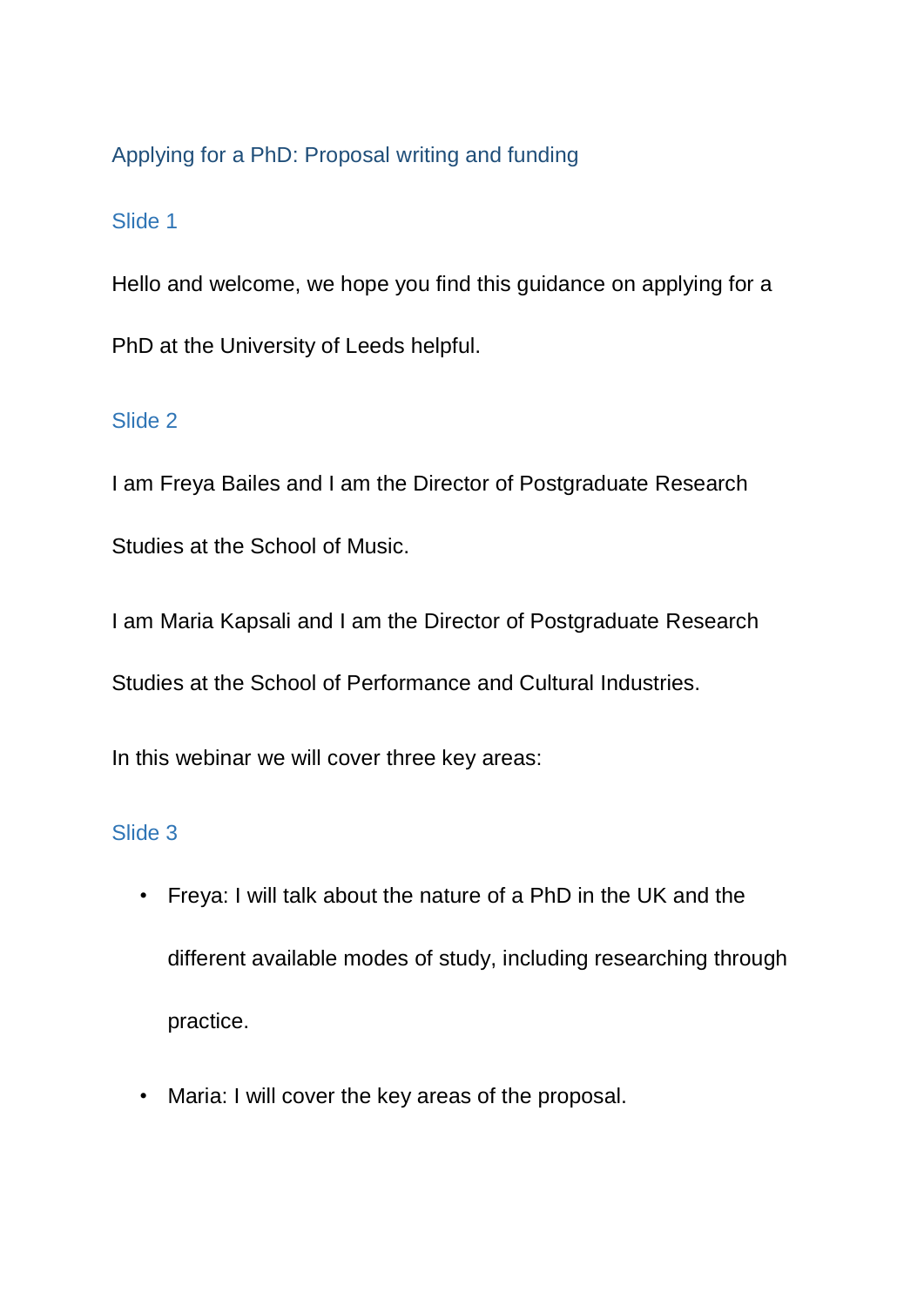# Applying for a PhD: Proposal writing and funding

## Slide 1

Hello and welcome, we hope you find this guidance on applying for a PhD at the University of Leeds helpful.

## Slide 2

I am Freya Bailes and I am the Director of Postgraduate Research Studies at the School of Music.

I am Maria Kapsali and I am the Director of Postgraduate Research Studies at the School of Performance and Cultural Industries.

In this webinar we will cover three key areas:

## Slide 3

- Freya: I will talk about the nature of a PhD in the UK and the different available modes of study, including researching through practice.
- Maria: I will cover the key areas of the proposal.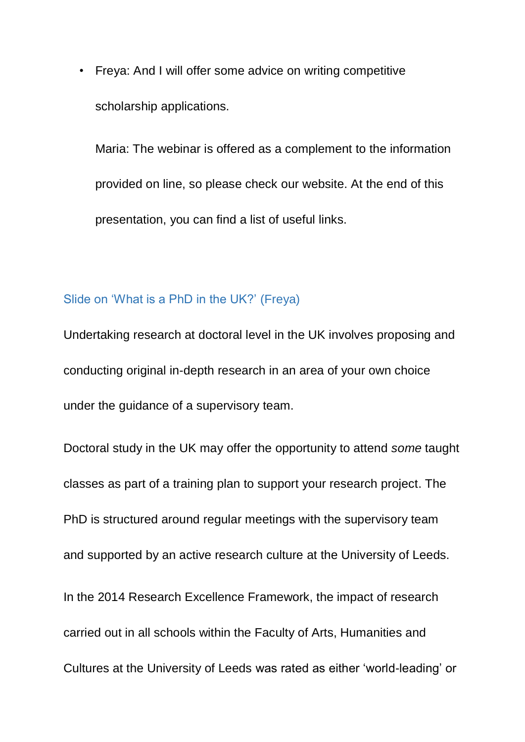- Freya: And I will offer some advice on writing competitive scholarship applications.

  Maria: The webinar is offered as a complement to the information provided on line, so please check our website. At the end of this presentation, you can find a list of useful links.

### Slide on 'What is a PhD in the UK?' (Freya)

Undertaking research at doctoral level in the UK involves proposing and conducting original in-depth research in an area of your own choice under the guidance of a supervisory team.

Doctoral study in the UK may offer the opportunity to attend *some* taught classes as part of a training plan to support your research project. The PhD is structured around regular meetings with the supervisory team and supported by an active research culture at the University of Leeds.

In the 2014 Research Excellence Framework, the impact of research carried out in all schools within the Faculty of Arts, Humanities and Cultures at the University of Leeds was rated as either 'world-leading' or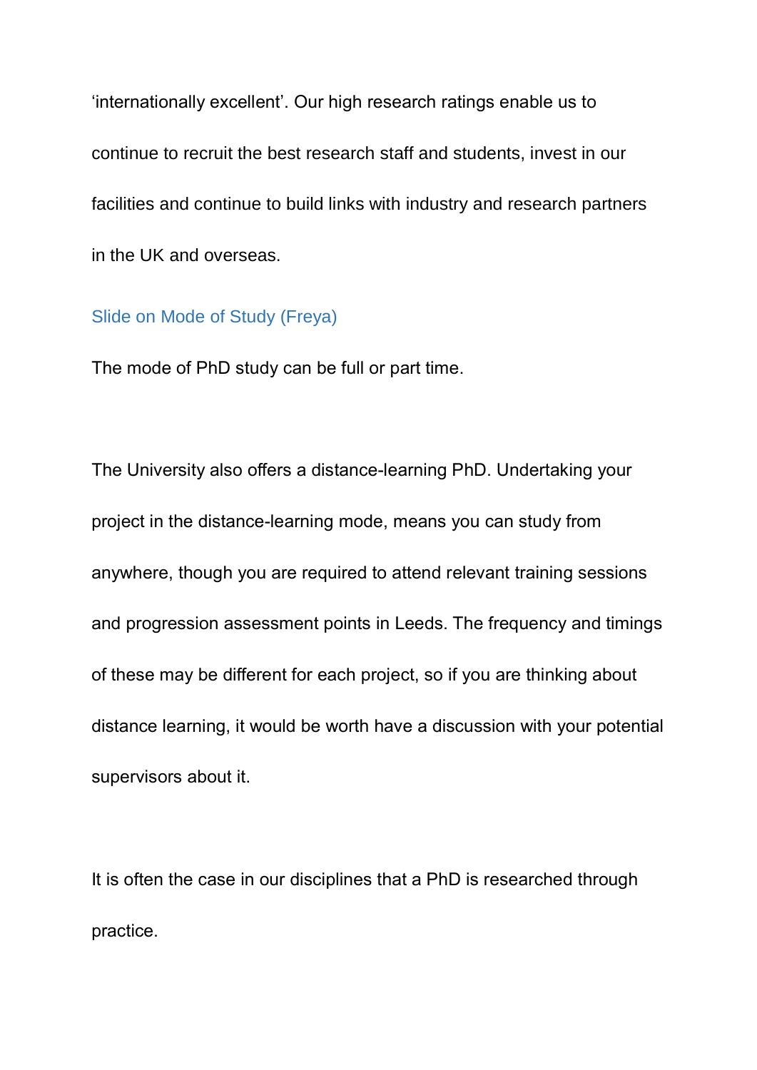'internationally excellent'. Our high research ratings enable us to continue to recruit the best research staff and students, invest in our facilities and continue to build links with industry and research partners in the UK and overseas.

## Slide on Mode of Study (Freya)

The mode of PhD study can be full or part time.

The University also offers a distance-learning PhD. Undertaking your project in the distance-learning mode, means you can study from anywhere, though you are required to attend relevant training sessions and progression assessment points in Leeds. The frequency and timings of these may be different for each project, so if you are thinking about distance learning, it would be worth have a discussion with your potential supervisors about it.

It is often the case in our disciplines that a PhD is researched through practice.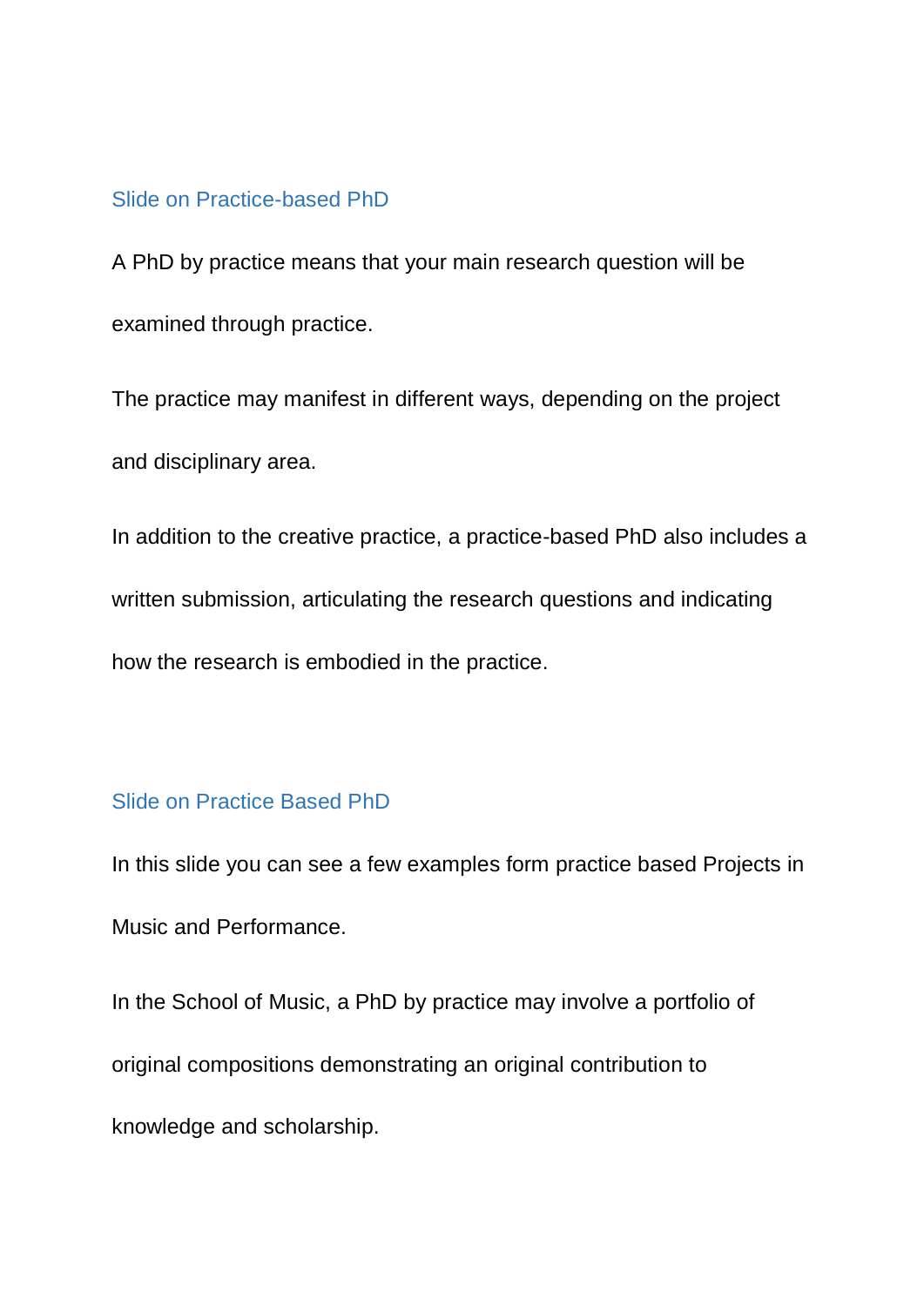## Slide on Practice-based PhD

A PhD by practice means that your main research question will be examined through practice.

The practice may manifest in different ways, depending on the project and disciplinary area.

In addition to the creative practice, a practice-based PhD also includes a written submission, articulating the research questions and indicating how the research is embodied in the practice.

## Slide on Practice Based PhD

In this slide you can see a few examples form practice based Projects in Music and Performance.

In the School of Music, a PhD by practice may involve a portfolio of original compositions demonstrating an original contribution to knowledge and scholarship.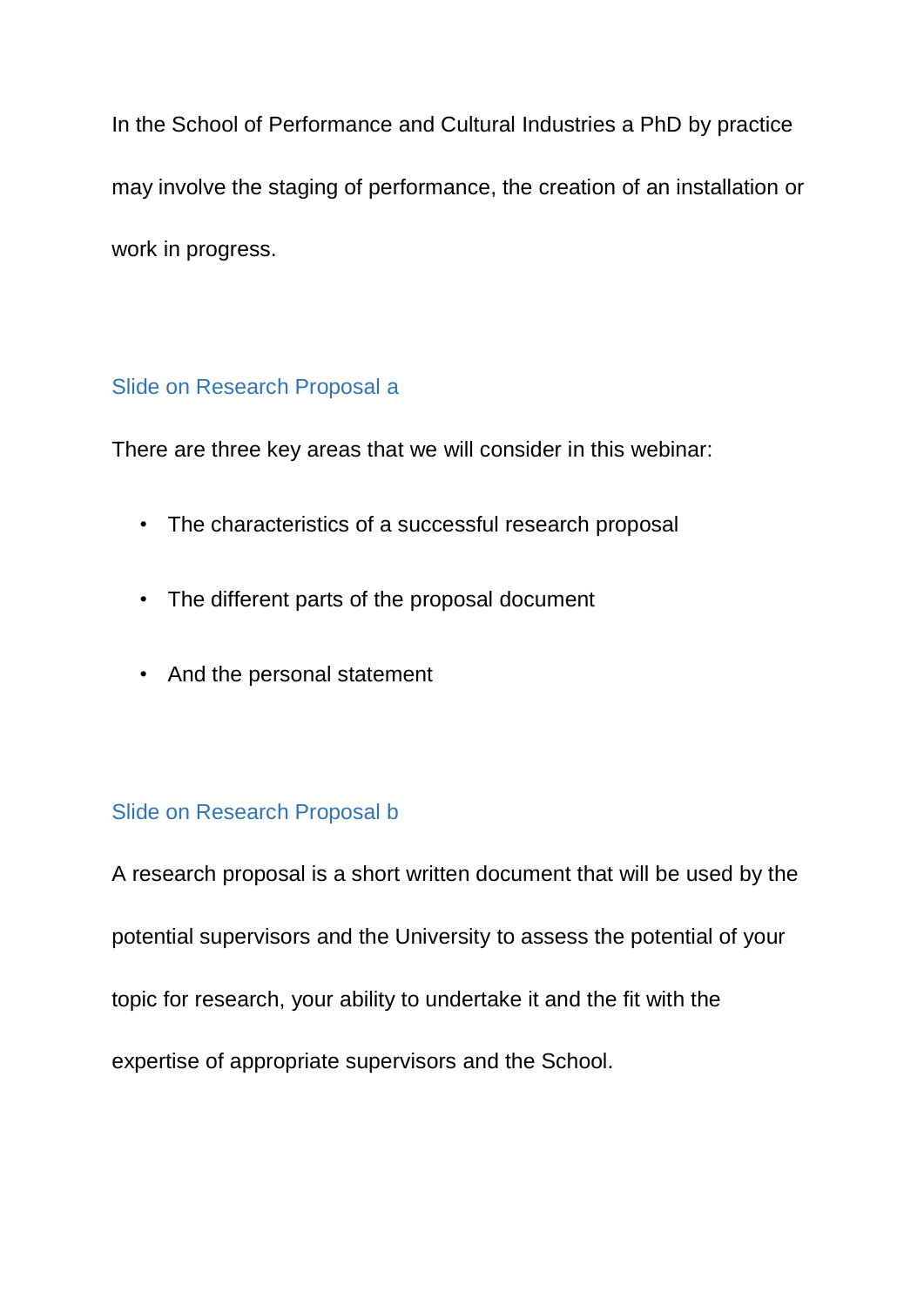In the School of Performance and Cultural Industries a PhD by practice may involve the staging of performance, the creation of an installation or work in progress.

## Slide on Research Proposal a

There are three key areas that we will consider in this webinar:

- The characteristics of a successful research proposal
- The different parts of the proposal document
- And the personal statement

## Slide on Research Proposal b

A research proposal is a short written document that will be used by the potential supervisors and the University to assess the potential of your topic for research, your ability to undertake it and the fit with the expertise of appropriate supervisors and the School.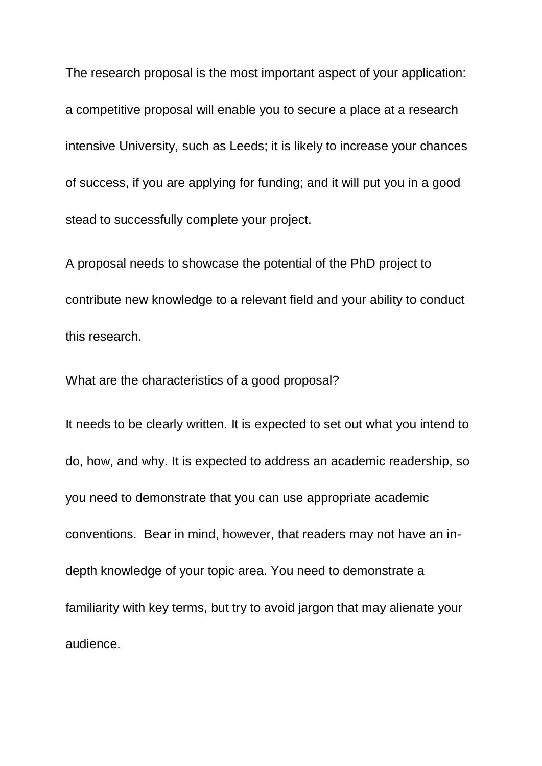The research proposal is the most important aspect of your application: a competitive proposal will enable you to secure a place at a research intensive University, such as Leeds; it is likely to increase your chances of success, if you are applying for funding; and it will put you in a good stead to successfully complete your project.

A proposal needs to showcase the potential of the PhD project to contribute new knowledge to a relevant field and your ability to conduct this research.

What are the characteristics of a good proposal?

It needs to be clearly written. It is expected to set out what you intend to do, how, and why. It is expected to address an academic readership, so you need to demonstrate that you can use appropriate academic conventions. Bear in mind, however, that readers may not have an in-depth knowledge of your topic area. You need to demonstrate a familiarity with key terms, but try to avoid jargon that may alienate your audience.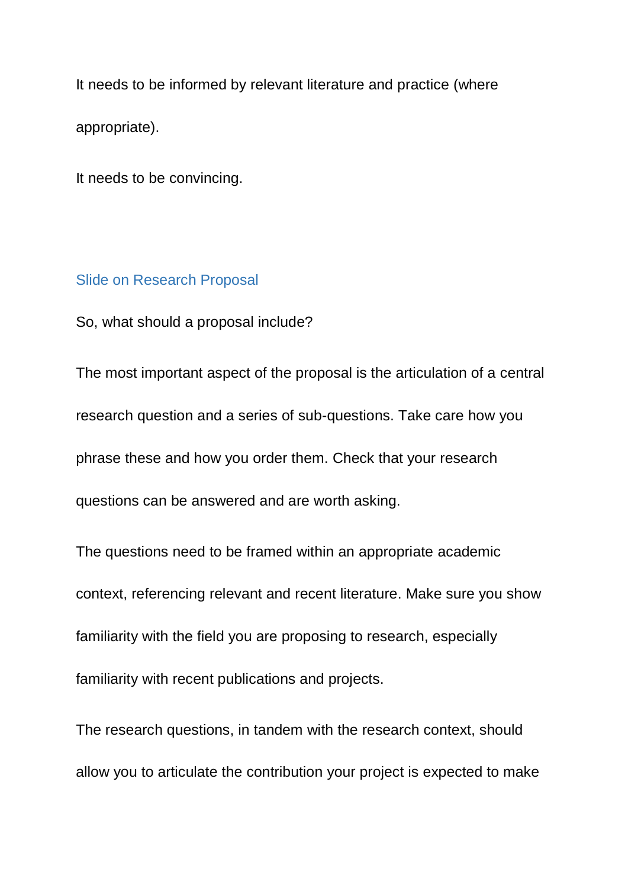It needs to be informed by relevant literature and practice (where appropriate).

It needs to be convincing.

## Slide on Research Proposal

So, what should a proposal include?

The most important aspect of the proposal is the articulation of a central research question and a series of sub-questions. Take care how you phrase these and how you order them. Check that your research questions can be answered and are worth asking.

The questions need to be framed within an appropriate academic context, referencing relevant and recent literature. Make sure you show familiarity with the field you are proposing to research, especially familiarity with recent publications and projects.

The research questions, in tandem with the research context, should allow you to articulate the contribution your project is expected to make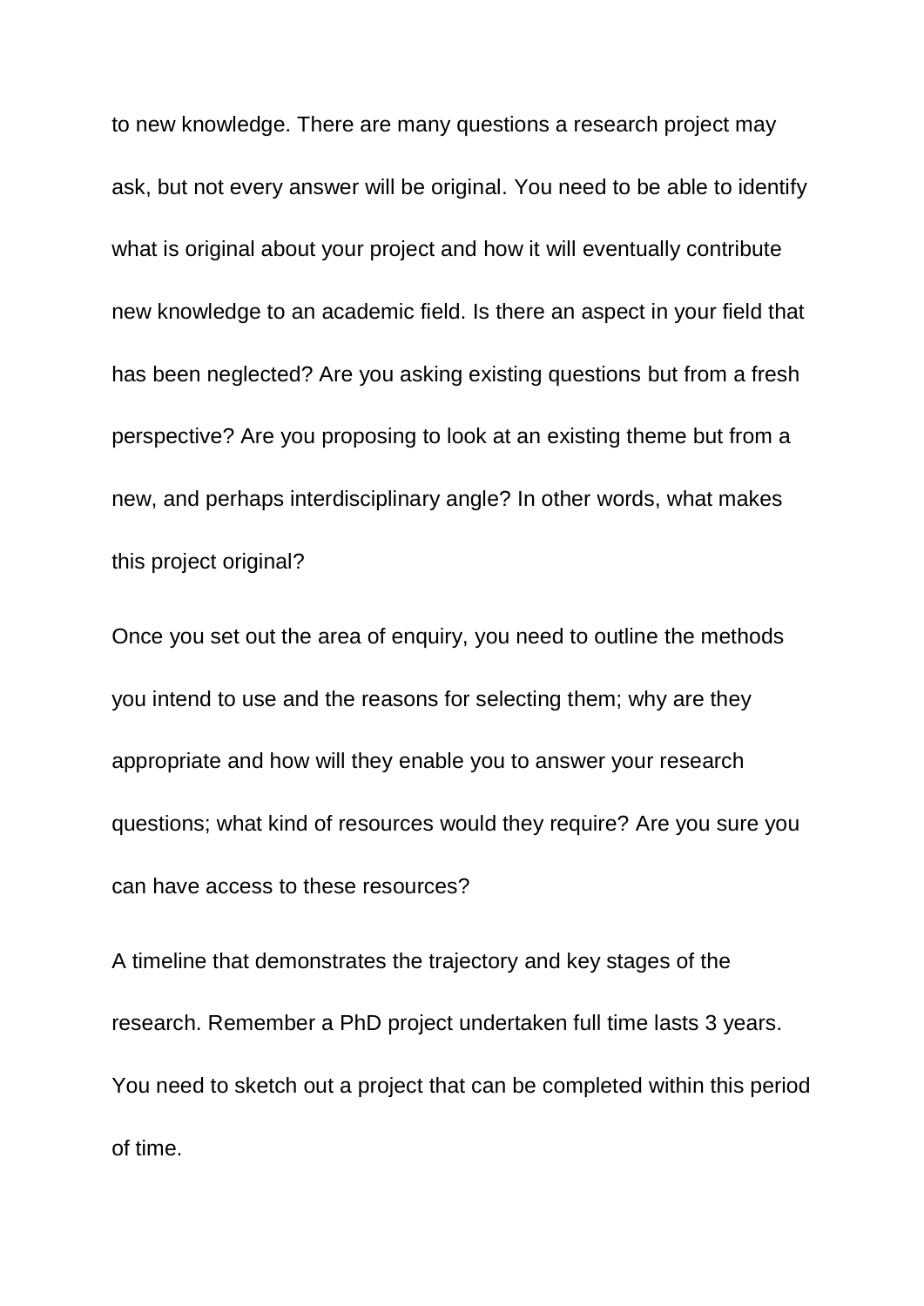to new knowledge. There are many questions a research project may ask, but not every answer will be original. You need to be able to identify what is original about your project and how it will eventually contribute new knowledge to an academic field. Is there an aspect in your field that has been neglected? Are you asking existing questions but from a fresh perspective? Are you proposing to look at an existing theme but from a new, and perhaps interdisciplinary angle? In other words, what makes this project original?

Once you set out the area of enquiry, you need to outline the methods you intend to use and the reasons for selecting them; why are they appropriate and how will they enable you to answer your research questions; what kind of resources would they require? Are you sure you can have access to these resources?

A timeline that demonstrates the trajectory and key stages of the research. Remember a PhD project undertaken full time lasts 3 years. You need to sketch out a project that can be completed within this period of time.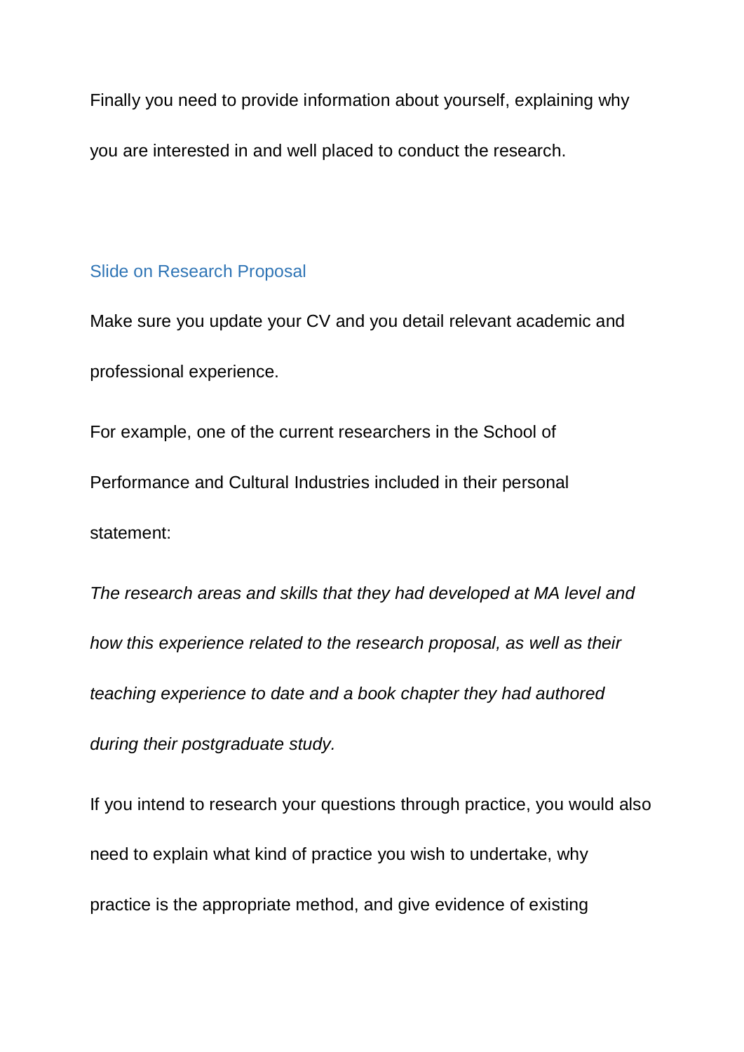Finally you need to provide information about yourself, explaining why you are interested in and well placed to conduct the research.

### Slide on Research Proposal

Make sure you update your CV and you detail relevant academic and professional experience.

For example, one of the current researchers in the School of Performance and Cultural Industries included in their personal statement:

*The research areas and skills that they had developed at MA level and how this experience related to the research proposal, as well as their teaching experience to date and a book chapter they had authored during their postgraduate study.*

If you intend to research your questions through practice, you would also need to explain what kind of practice you wish to undertake, why practice is the appropriate method, and give evidence of existing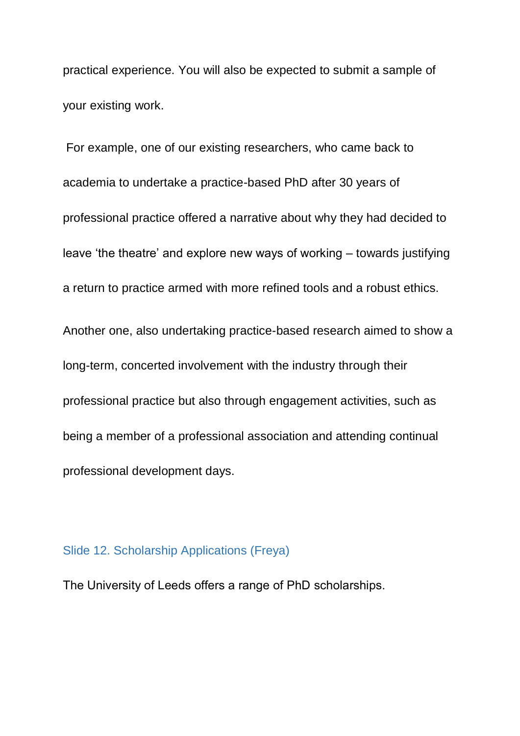practical experience. You will also be expected to submit a sample of your existing work.

For example, one of our existing researchers, who came back to academia to undertake a practice-based PhD after 30 years of professional practice offered a narrative about why they had decided to leave 'the theatre' and explore new ways of working – towards justifying a return to practice armed with more refined tools and a robust ethics.

Another one, also undertaking practice-based research aimed to show a long-term, concerted involvement with the industry through their professional practice but also through engagement activities, such as being a member of a professional association and attending continual professional development days.

### Slide 12. Scholarship Applications (Freya)

The University of Leeds offers a range of PhD scholarships.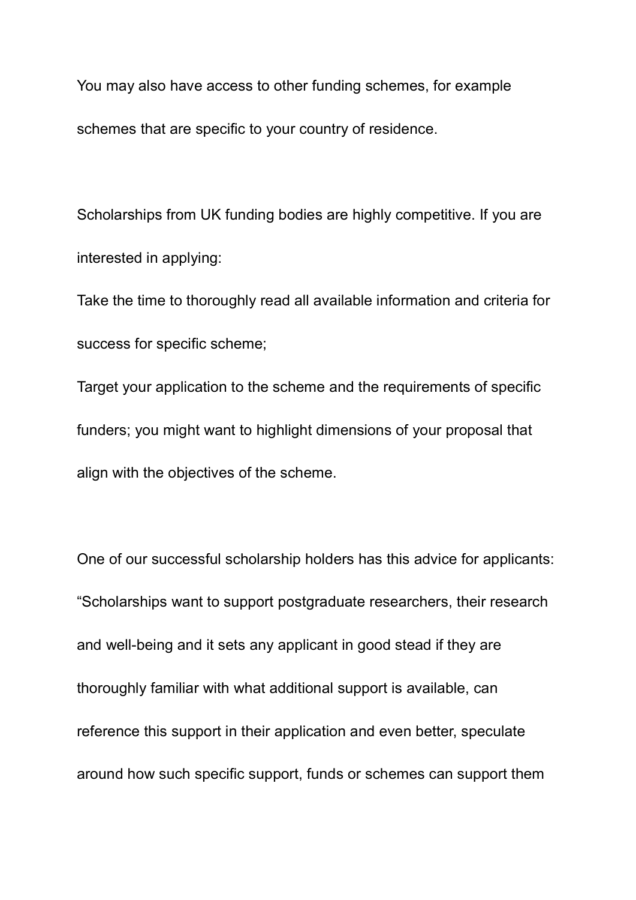You may also have access to other funding schemes, for example schemes that are specific to your country of residence.

Scholarships from UK funding bodies are highly competitive. If you are interested in applying:

Take the time to thoroughly read all available information and criteria for success for specific scheme;

Target your application to the scheme and the requirements of specific funders; you might want to highlight dimensions of your proposal that align with the objectives of the scheme.

One of our successful scholarship holders has this advice for applicants: “Scholarships want to support postgraduate researchers, their research and well-being and it sets any applicant in good stead if they are thoroughly familiar with what additional support is available, can reference this support in their application and even better, speculate around how such specific support, funds or schemes can support them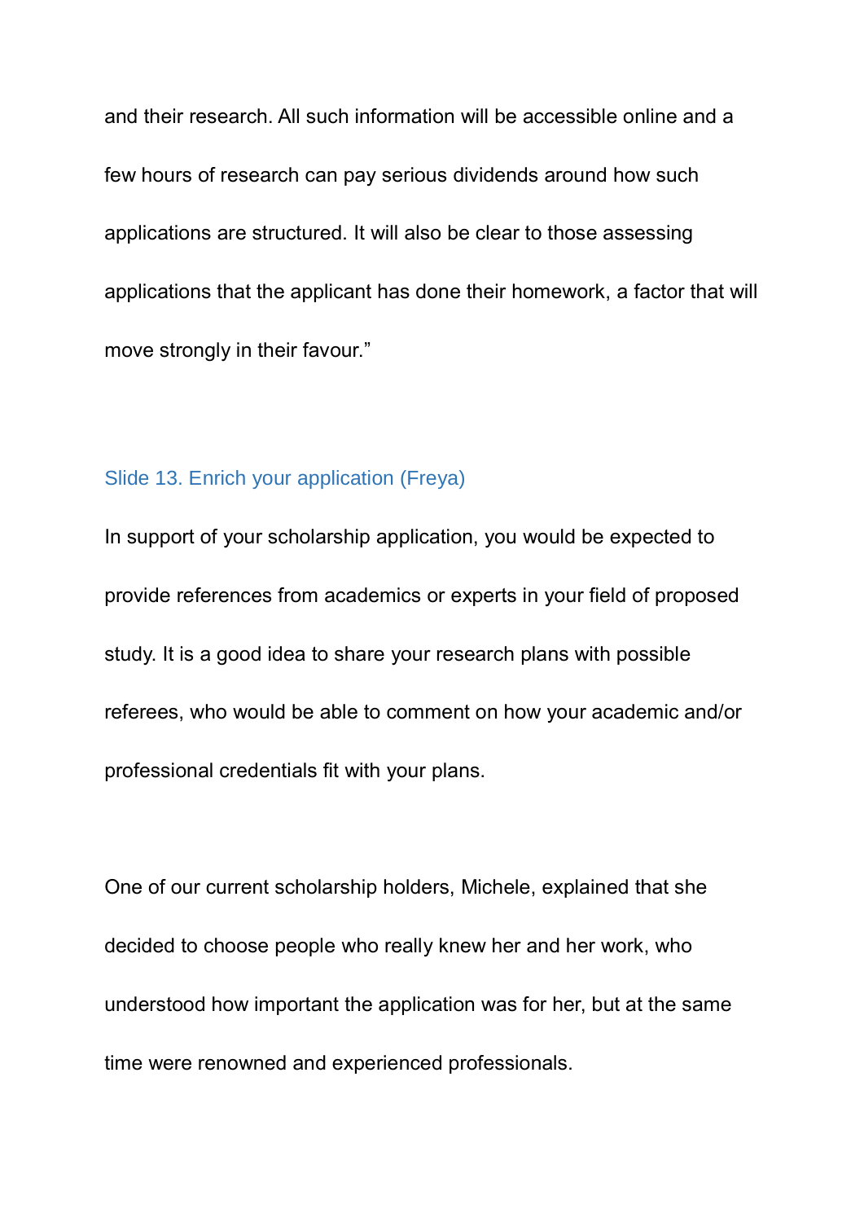and their research. All such information will be accessible online and a few hours of research can pay serious dividends around how such applications are structured. It will also be clear to those assessing applications that the applicant has done their homework, a factor that will move strongly in their favour."

### Slide 13. Enrich your application (Freya)

In support of your scholarship application, you would be expected to provide references from academics or experts in your field of proposed study. It is a good idea to share your research plans with possible referees, who would be able to comment on how your academic and/or professional credentials fit with your plans.

One of our current scholarship holders, Michele, explained that she decided to choose people who really knew her and her work, who understood how important the application was for her, but at the same time were renowned and experienced professionals.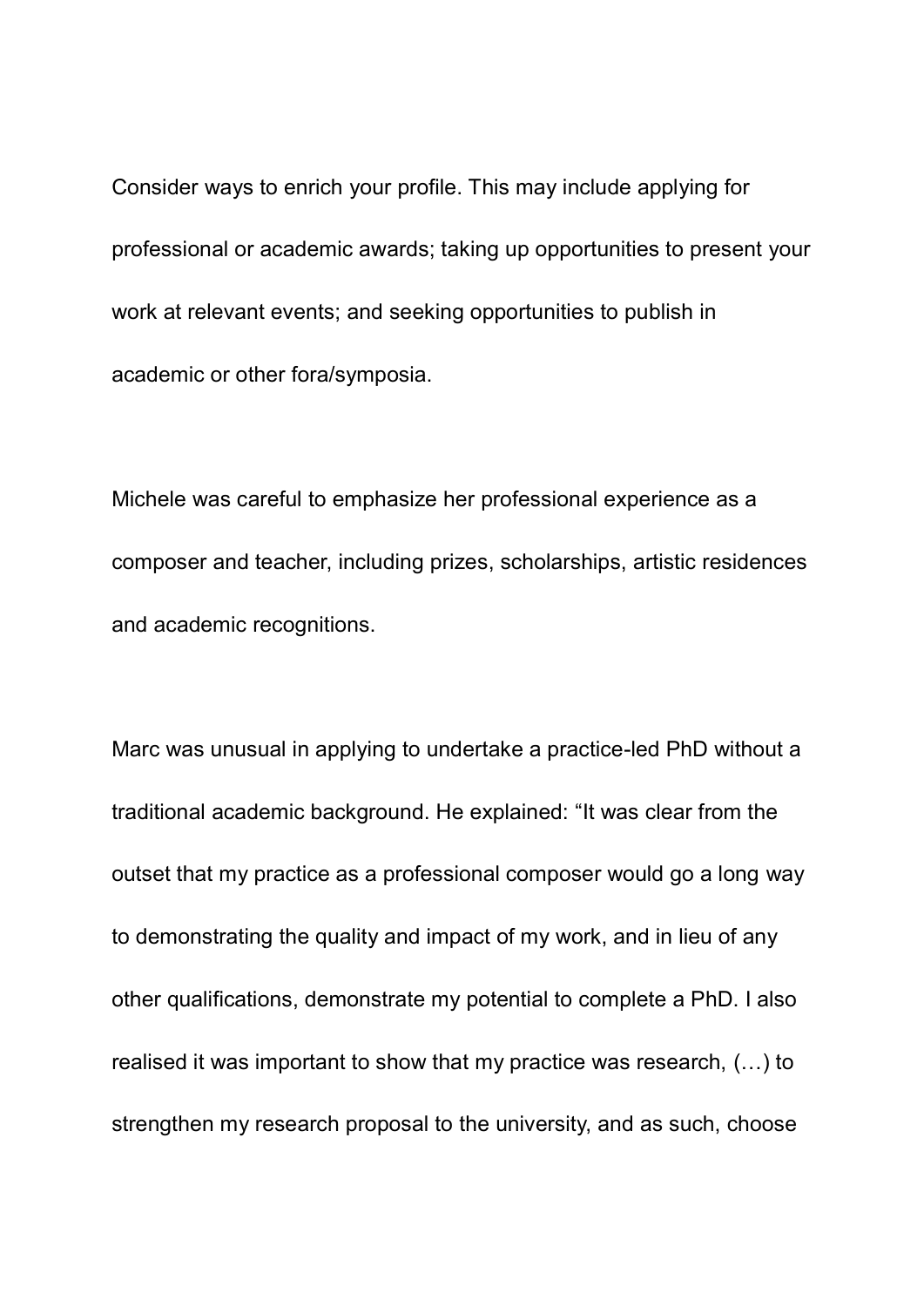Consider ways to enrich your profile. This may include applying for professional or academic awards; taking up opportunities to present your work at relevant events; and seeking opportunities to publish in academic or other fora/symposia.

Michele was careful to emphasize her professional experience as a composer and teacher, including prizes, scholarships, artistic residences and academic recognitions.

Marc was unusual in applying to undertake a practice-led PhD without a traditional academic background. He explained: "It was clear from the outset that my practice as a professional composer would go a long way to demonstrating the quality and impact of my work, and in lieu of any other qualifications, demonstrate my potential to complete a PhD. I also realised it was important to show that my practice was research, (…) to strengthen my research proposal to the university, and as such, choose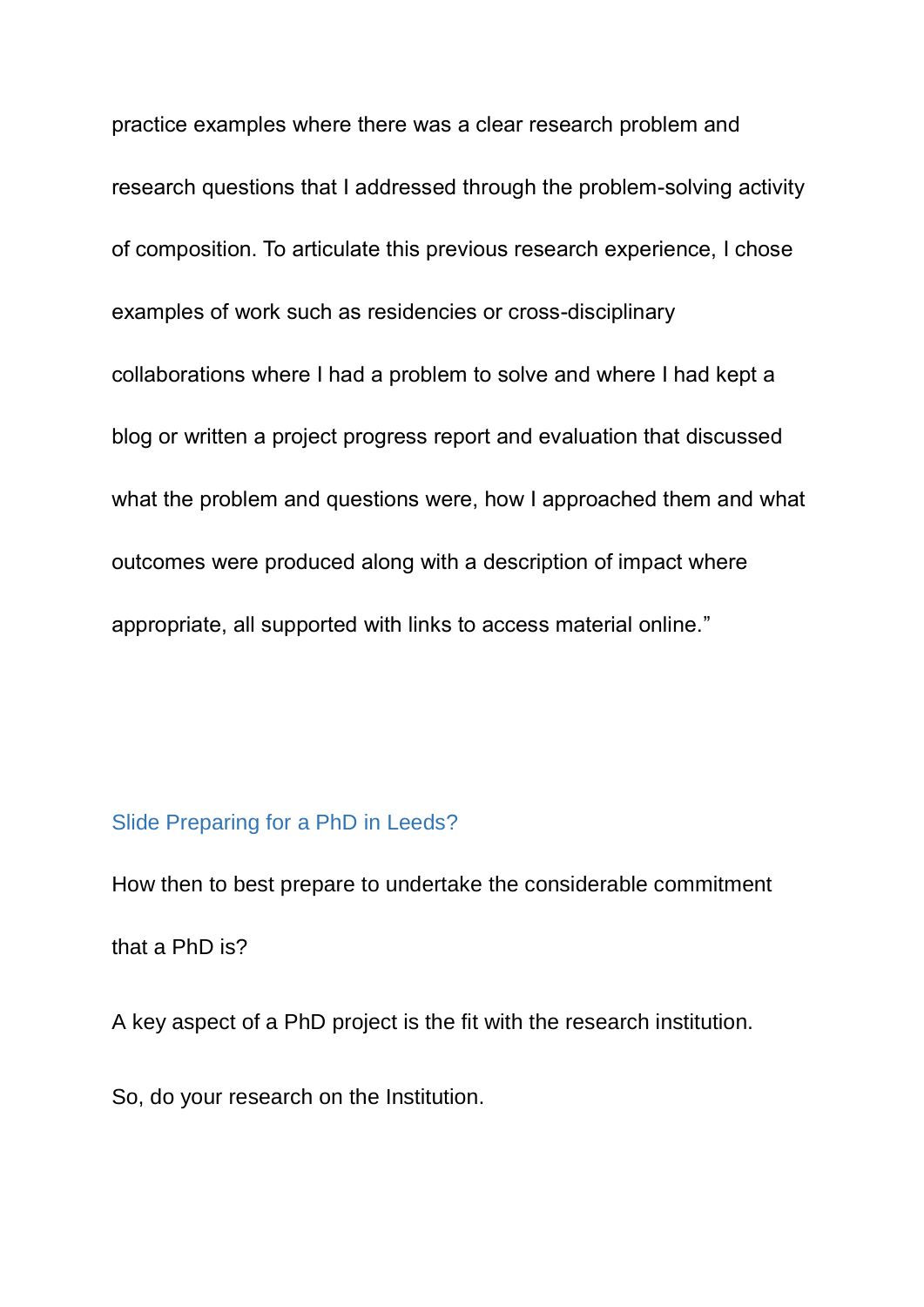practice examples where there was a clear research problem and research questions that I addressed through the problem-solving activity of composition. To articulate this previous research experience, I chose examples of work such as residencies or cross-disciplinary collaborations where I had a problem to solve and where I had kept a blog or written a project progress report and evaluation that discussed what the problem and questions were, how I approached them and what outcomes were produced along with a description of impact where appropriate, all supported with links to access material online."

### Slide Preparing for a PhD in Leeds?

How then to best prepare to undertake the considerable commitment that a PhD is?

A key aspect of a PhD project is the fit with the research institution.

So, do your research on the Institution.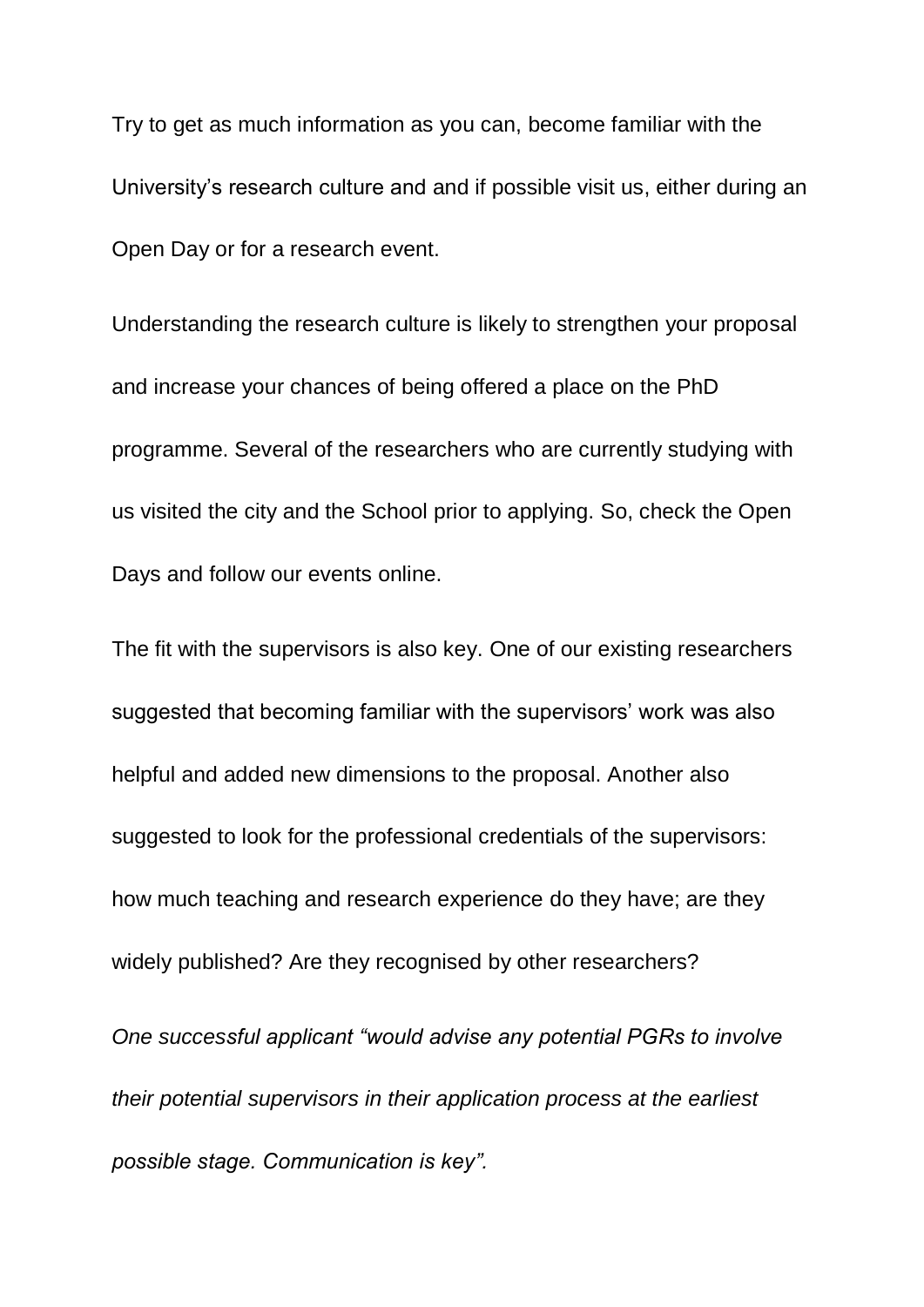Try to get as much information as you can, become familiar with the University's research culture and and if possible visit us, either during an Open Day or for a research event.

Understanding the research culture is likely to strengthen your proposal and increase your chances of being offered a place on the PhD programme. Several of the researchers who are currently studying with us visited the city and the School prior to applying. So, check the Open Days and follow our events online.

The fit with the supervisors is also key. One of our existing researchers suggested that becoming familiar with the supervisors' work was also helpful and added new dimensions to the proposal. Another also suggested to look for the professional credentials of the supervisors: how much teaching and research experience do they have; are they widely published? Are they recognised by other researchers?

*One successful applicant "would advise any potential PGRs to involve their potential supervisors in their application process at the earliest possible stage. Communication is key".*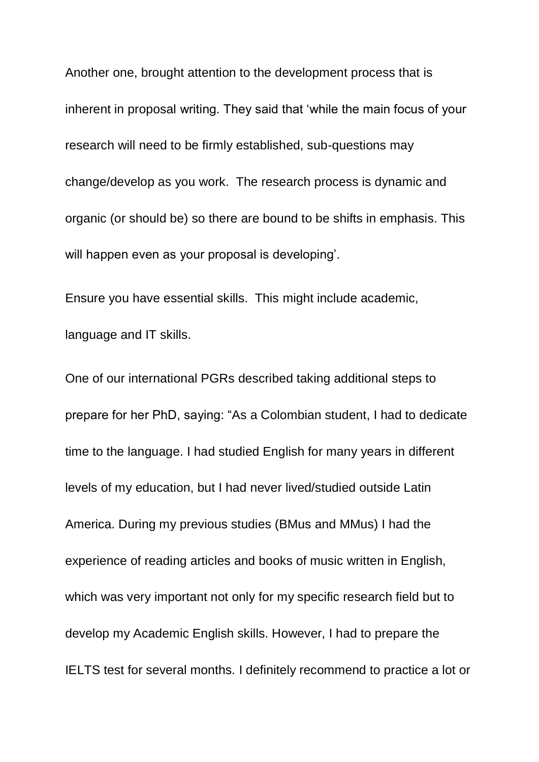Another one, brought attention to the development process that is inherent in proposal writing. They said that 'while the main focus of your research will need to be firmly established, sub-questions may change/develop as you work. The research process is dynamic and organic (or should be) so there are bound to be shifts in emphasis. This will happen even as your proposal is developing'.

Ensure you have essential skills. This might include academic, language and IT skills.

One of our international PGRs described taking additional steps to prepare for her PhD, saying: "As a Colombian student, I had to dedicate time to the language. I had studied English for many years in different levels of my education, but I had never lived/studied outside Latin America. During my previous studies (BMus and MMus) I had the experience of reading articles and books of music written in English, which was very important not only for my specific research field but to develop my Academic English skills. However, I had to prepare the IELTS test for several months. I definitely recommend to practice a lot or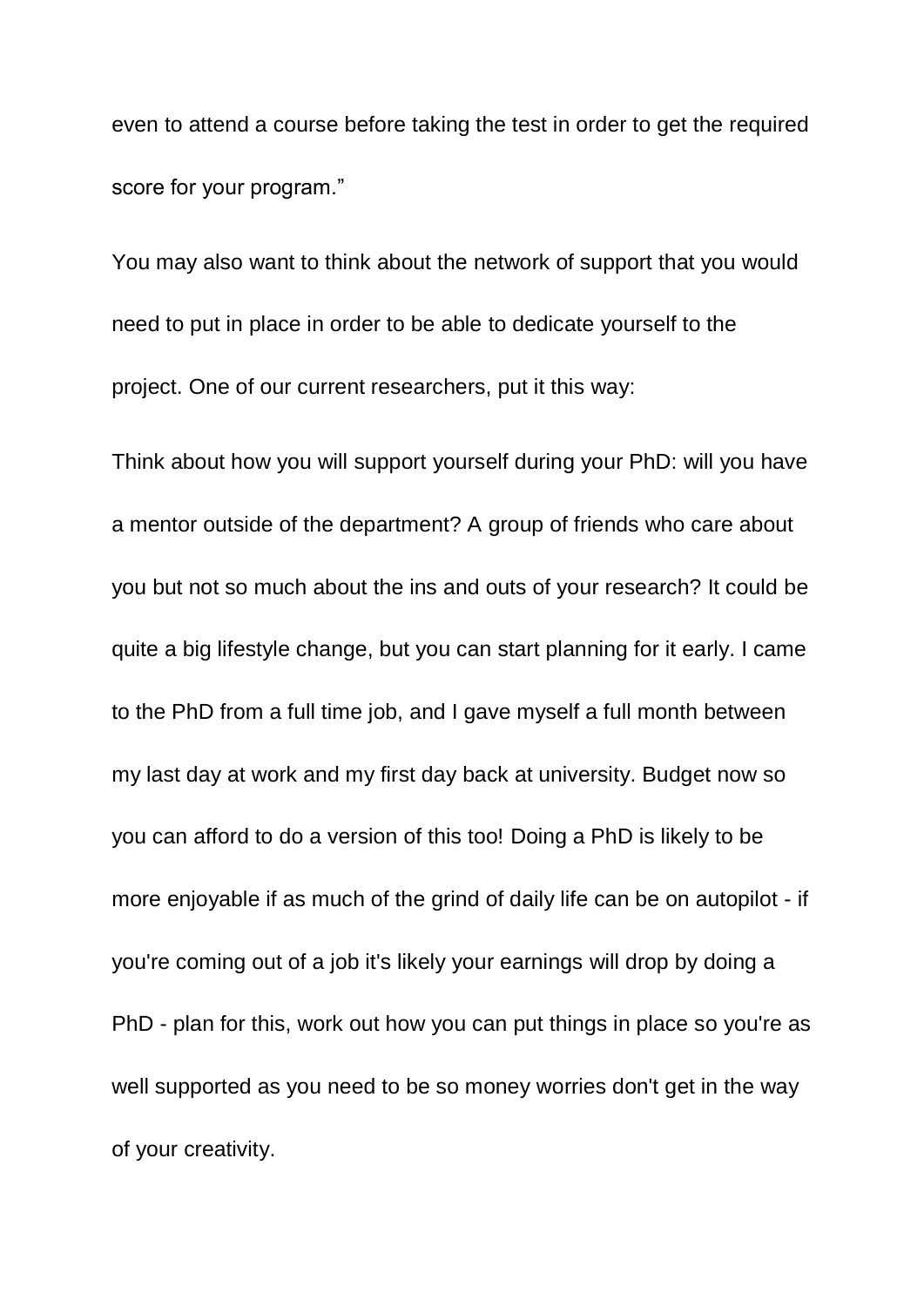even to attend a course before taking the test in order to get the required score for your program."

You may also want to think about the network of support that you would need to put in place in order to be able to dedicate yourself to the project. One of our current researchers, put it this way:

Think about how you will support yourself during your PhD: will you have a mentor outside of the department? A group of friends who care about you but not so much about the ins and outs of your research? It could be quite a big lifestyle change, but you can start planning for it early. I came to the PhD from a full time job, and I gave myself a full month between my last day at work and my first day back at university. Budget now so you can afford to do a version of this too! Doing a PhD is likely to be more enjoyable if as much of the grind of daily life can be on autopilot - if you're coming out of a job it's likely your earnings will drop by doing a PhD - plan for this, work out how you can put things in place so you're as well supported as you need to be so money worries don't get in the way of your creativity.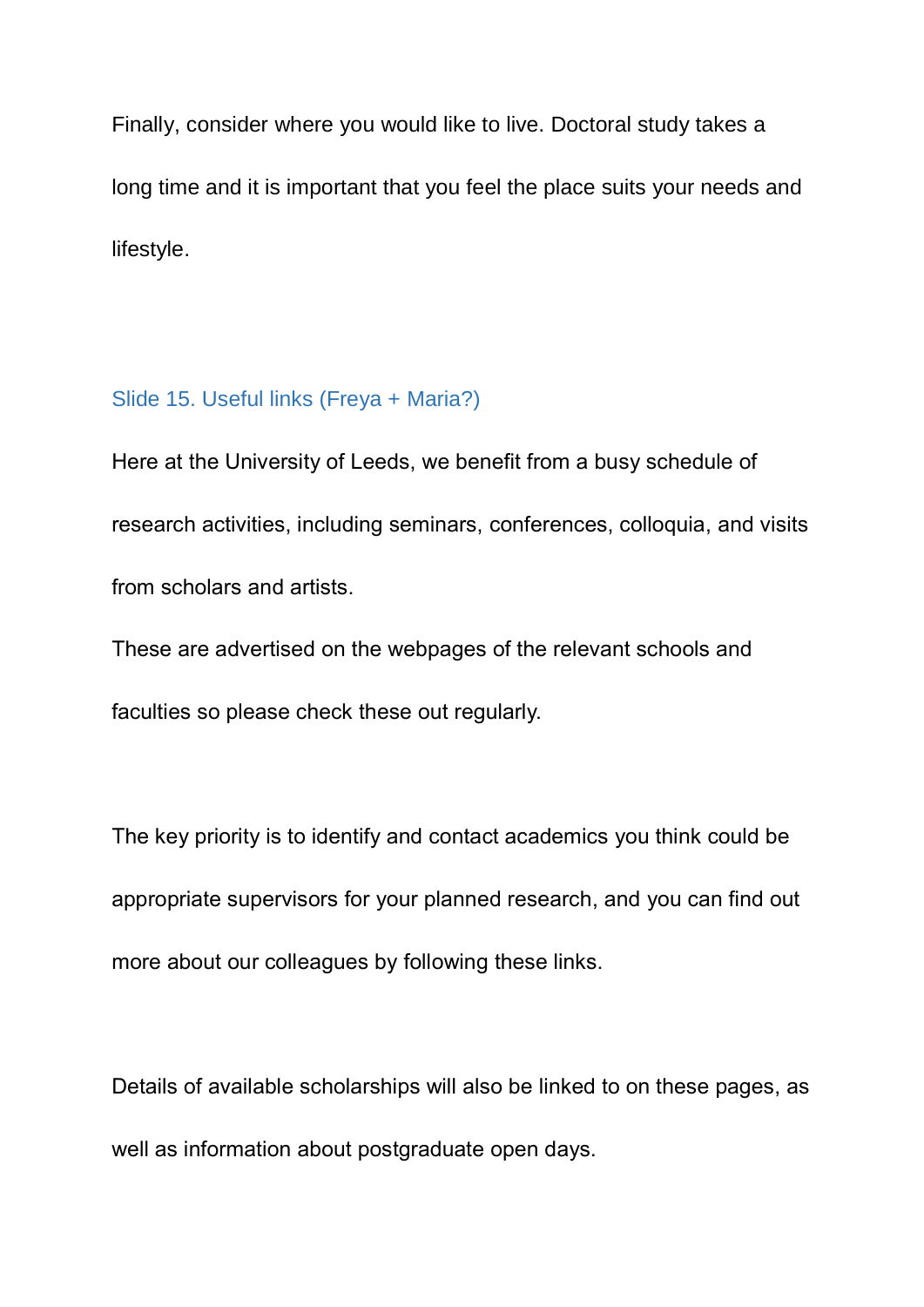Finally, consider where you would like to live. Doctoral study takes a long time and it is important that you feel the place suits your needs and lifestyle.

### Slide 15. Useful links (Freya + Maria?)

Here at the University of Leeds, we benefit from a busy schedule of research activities, including seminars, conferences, colloquia, and visits from scholars and artists.

These are advertised on the webpages of the relevant schools and faculties so please check these out regularly.

The key priority is to identify and contact academics you think could be appropriate supervisors for your planned research, and you can find out more about our colleagues by following these links.

Details of available scholarships will also be linked to on these pages, as well as information about postgraduate open days.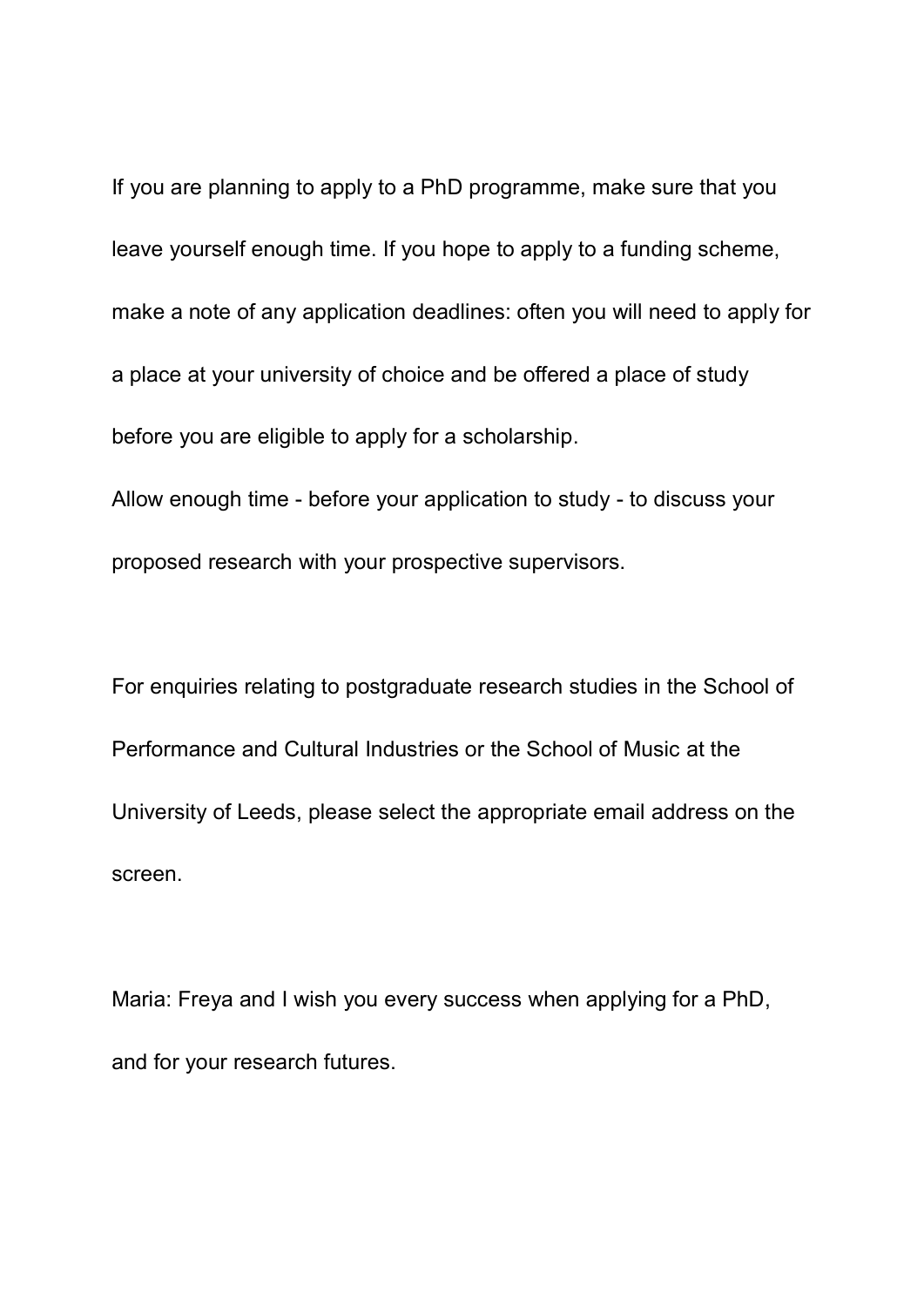If you are planning to apply to a PhD programme, make sure that you leave yourself enough time. If you hope to apply to a funding scheme, make a note of any application deadlines: often you will need to apply for a place at your university of choice and be offered a place of study before you are eligible to apply for a scholarship.

Allow enough time - before your application to study - to discuss your proposed research with your prospective supervisors.

For enquiries relating to postgraduate research studies in the School of Performance and Cultural Industries or the School of Music at the University of Leeds, please select the appropriate email address on the screen.

Maria: Freya and I wish you every success when applying for a PhD, and for your research futures.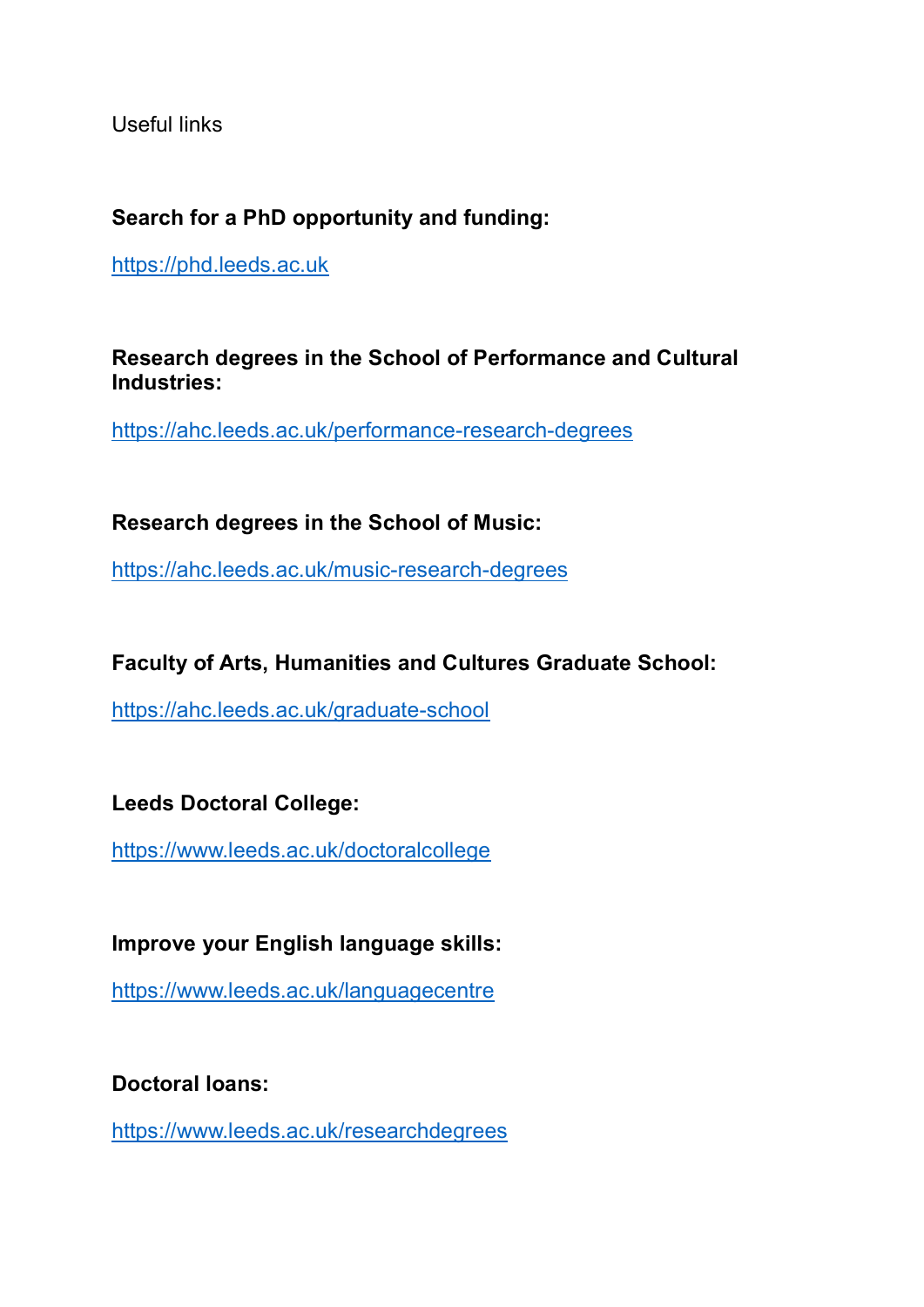Useful links

**Search for a PhD opportunity and funding:**

https://phd.leeds.ac.uk

**Research degrees in the School of Performance and Cultural Industries:**

https://ahc.leeds.ac.uk/performance-research-degrees

**Research degrees in the School of Music:**

https://ahc.leeds.ac.uk/music-research-degrees

**Faculty of Arts, Humanities and Cultures Graduate School:**

https://ahc.leeds.ac.uk/graduate-school

**Leeds Doctoral College:**

https://www.leeds.ac.uk/doctoralcollege

**Improve your English language skills:**

https://www.leeds.ac.uk/languagecentre

**Doctoral loans:**

https://www.leeds.ac.uk/researchdegrees